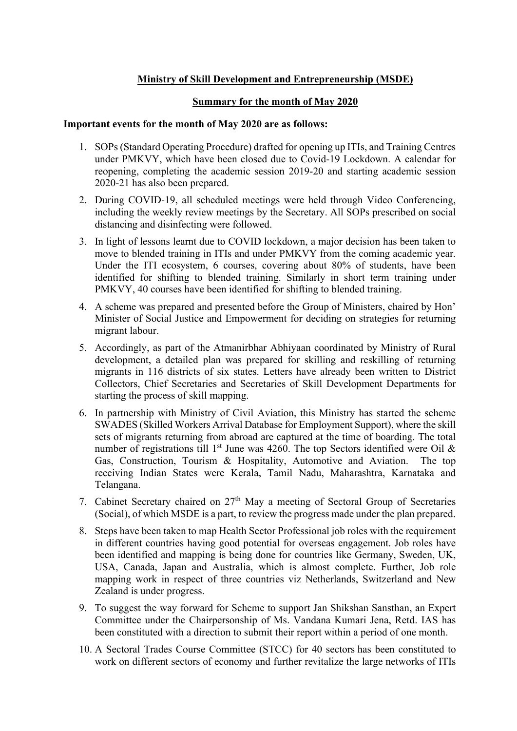**Ministry of Skill Development and Entrepreneurship (MSDE)**

**Summary for the month of May 2020**

**Important events for the month of May 2020 are as follows:**

1. SOPs (Standard Operating Procedure) drafted for opening up ITIs, and Training Centres under PMKVY, which have been closed due to Covid-19 Lockdown. A calendar for reopening, completing the academic session 2019-20 and starting academic session 2020-21 has also been prepared.
2. During COVID-19, all scheduled meetings were held through Video Conferencing, including the weekly review meetings by the Secretary. All SOPs prescribed on social distancing and disinfecting were followed.
3. In light of lessons learnt due to COVID lockdown, a major decision has been taken to move to blended training in ITIs and under PMKVY from the coming academic year. Under the ITI ecosystem, 6 courses, covering about 80% of students, have been identified for shifting to blended training. Similarly in short term training under PMKVY, 40 courses have been identified for shifting to blended training.
4. A scheme was prepared and presented before the Group of Ministers, chaired by Hon' Minister of Social Justice and Empowerment for deciding on strategies for returning migrant labour.
5. Accordingly, as part of the Atmanirbhar Abhiyaan coordinated by Ministry of Rural development, a detailed plan was prepared for skilling and reskilling of returning migrants in 116 districts of six states. Letters have already been written to District Collectors, Chief Secretaries and Secretaries of Skill Development Departments for starting the process of skill mapping.
6. In partnership with Ministry of Civil Aviation, this Ministry has started the scheme SWADES (Skilled Workers Arrival Database for Employment Support), where the skill sets of migrants returning from abroad are captured at the time of boarding. The total number of registrations till 1st June was 4260. The top Sectors identified were Oil & Gas, Construction, Tourism & Hospitality, Automotive and Aviation. The top receiving Indian States were Kerala, Tamil Nadu, Maharashtra, Karnataka and Telangana.
7. Cabinet Secretary chaired on 27th May a meeting of Sectoral Group of Secretaries (Social), of which MSDE is a part, to review the progress made under the plan prepared.
8. Steps have been taken to map Health Sector Professional job roles with the requirement in different countries having good potential for overseas engagement. Job roles have been identified and mapping is being done for countries like Germany, Sweden, UK, USA, Canada, Japan and Australia, which is almost complete. Further, Job role mapping work in respect of three countries viz Netherlands, Switzerland and New Zealand is under progress.
9. To suggest the way forward for Scheme to support Jan Shikshan Sansthan, an Expert Committee under the Chairpersonship of Ms. Vandana Kumari Jena, Retd. IAS has been constituted with a direction to submit their report within a period of one month.
10. A Sectoral Trades Course Committee (STCC) for 40 sectors has been constituted to work on different sectors of economy and further revitalize the large networks of ITIs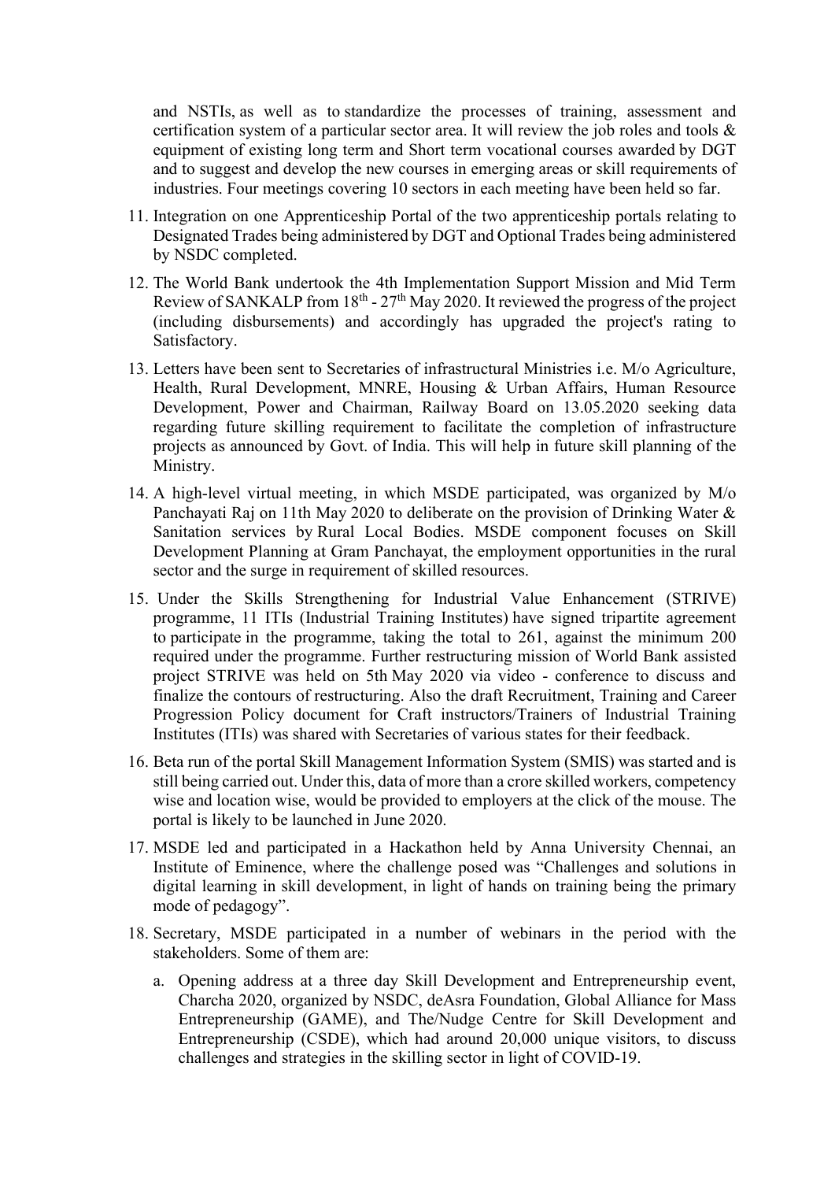and NSTIs, as well as to standardize the processes of training, assessment and certification system of a particular sector area. It will review the job roles and tools & equipment of existing long term and Short term vocational courses awarded by DGT and to suggest and develop the new courses in emerging areas or skill requirements of industries. Four meetings covering 10 sectors in each meeting have been held so far.

11. Integration on one Apprenticeship Portal of the two apprenticeship portals relating to Designated Trades being administered by DGT and Optional Trades being administered by NSDC completed.

12. The World Bank undertook the 4th Implementation Support Mission and Mid Term Review of SANKALP from 18th - 27th May 2020. It reviewed the progress of the project (including disbursements) and accordingly has upgraded the project's rating to Satisfactory.

13. Letters have been sent to Secretaries of infrastructural Ministries i.e. M/o Agriculture, Health, Rural Development, MNRE, Housing & Urban Affairs, Human Resource Development, Power and Chairman, Railway Board on 13.05.2020 seeking data regarding future skilling requirement to facilitate the completion of infrastructure projects as announced by Govt. of India. This will help in future skill planning of the Ministry.

14. A high-level virtual meeting, in which MSDE participated, was organized by M/o Panchayati Raj on 11th May 2020 to deliberate on the provision of Drinking Water & Sanitation services by Rural Local Bodies. MSDE component focuses on Skill Development Planning at Gram Panchayat, the employment opportunities in the rural sector and the surge in requirement of skilled resources.

15. Under the Skills Strengthening for Industrial Value Enhancement (STRIVE) programme, 11 ITIs (Industrial Training Institutes) have signed tripartite agreement to participate in the programme, taking the total to 261, against the minimum 200 required under the programme. Further restructuring mission of World Bank assisted project STRIVE was held on 5th May 2020 via video - conference to discuss and finalize the contours of restructuring. Also the draft Recruitment, Training and Career Progression Policy document for Craft instructors/Trainers of Industrial Training Institutes (ITIs) was shared with Secretaries of various states for their feedback.

16. Beta run of the portal Skill Management Information System (SMIS) was started and is still being carried out. Under this, data of more than a crore skilled workers, competency wise and location wise, would be provided to employers at the click of the mouse. The portal is likely to be launched in June 2020.

17. MSDE led and participated in a Hackathon held by Anna University Chennai, an Institute of Eminence, where the challenge posed was "Challenges and solutions in digital learning in skill development, in light of hands on training being the primary mode of pedagogy".

18. Secretary, MSDE participated in a number of webinars in the period with the stakeholders. Some of them are:

    a. Opening address at a three day Skill Development and Entrepreneurship event, Charcha 2020, organized by NSDC, deAsra Foundation, Global Alliance for Mass Entrepreneurship (GAME), and The/Nudge Centre for Skill Development and Entrepreneurship (CSDE), which had around 20,000 unique visitors, to discuss challenges and strategies in the skilling sector in light of COVID-19.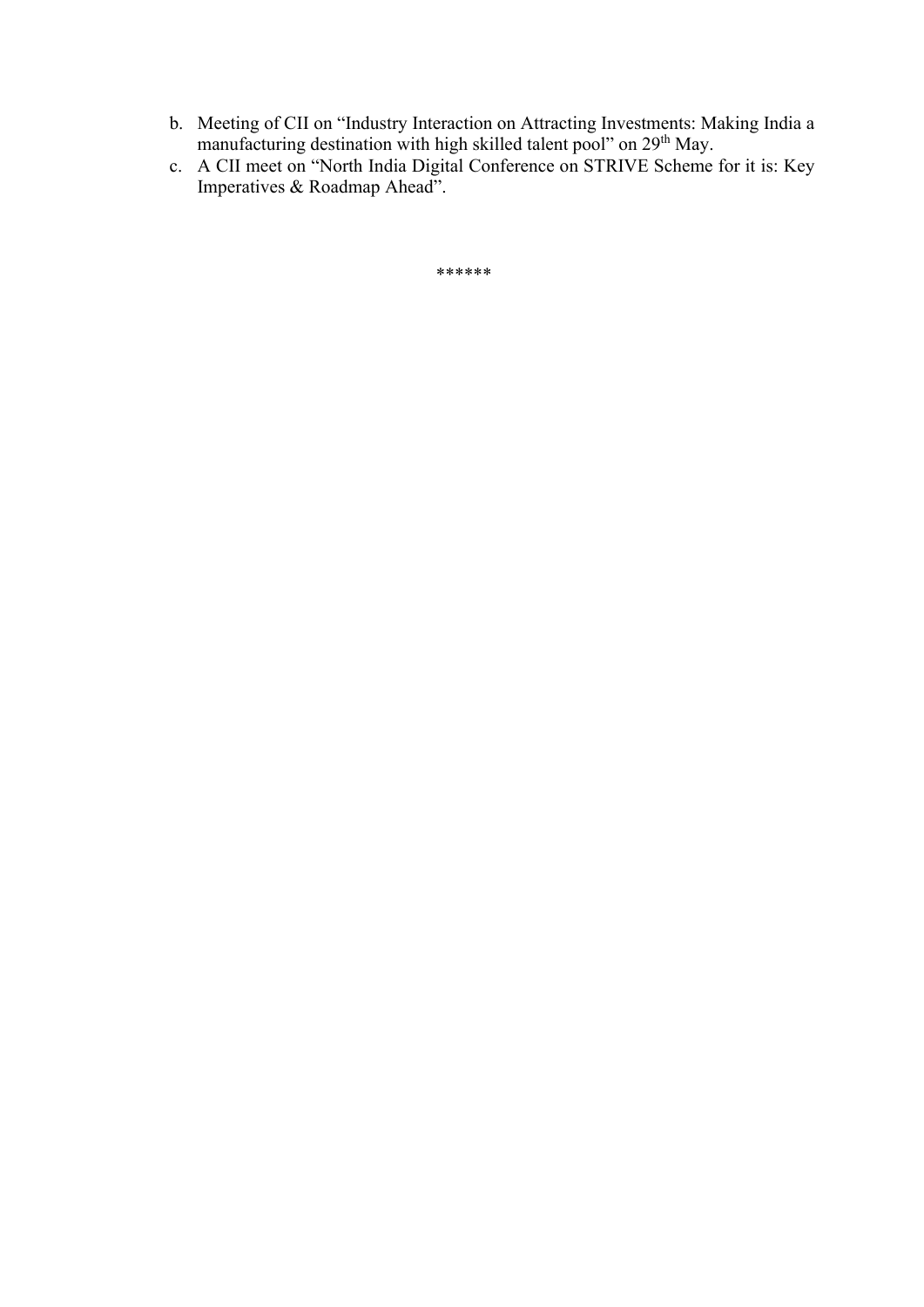b. Meeting of CII on "Industry Interaction on Attracting Investments: Making India a manufacturing destination with high skilled talent pool" on 29th May.
c. A CII meet on "North India Digital Conference on STRIVE Scheme for it is: Key Imperatives & Roadmap Ahead".

******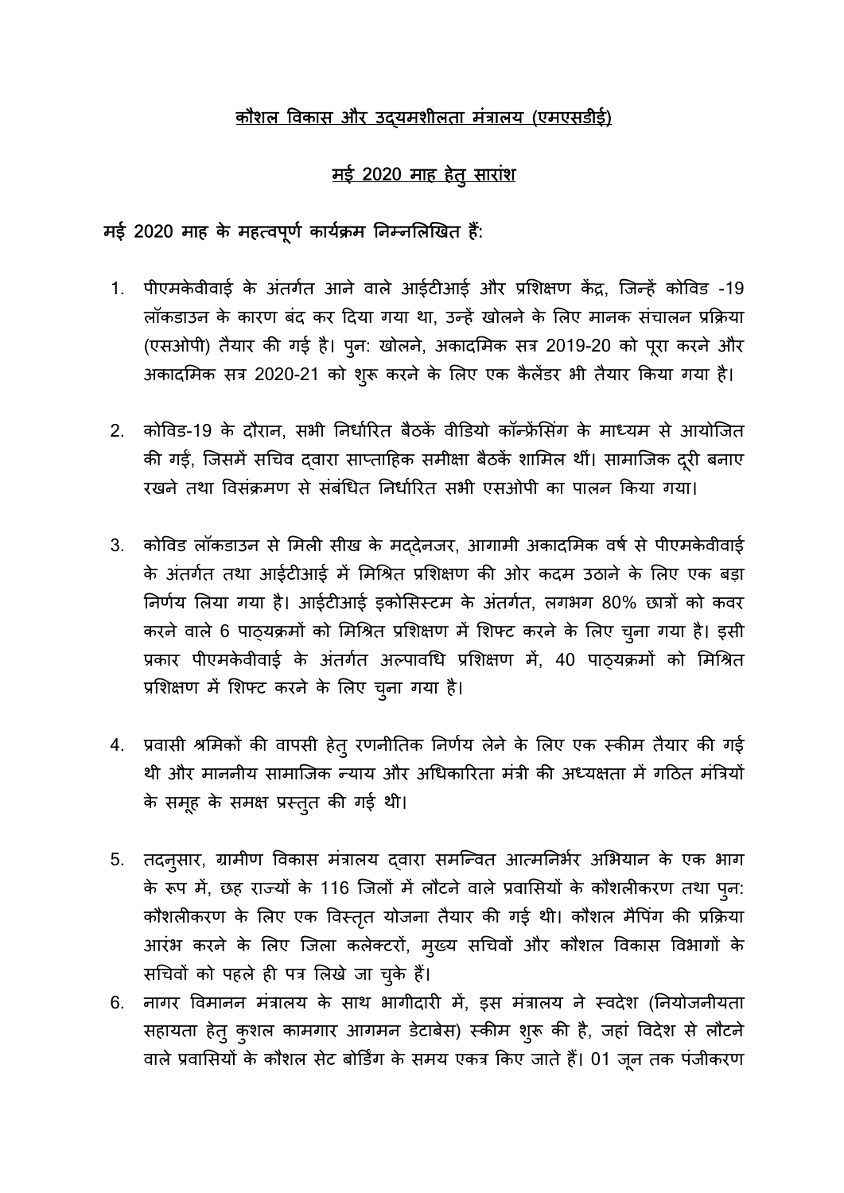**<u>कौशल विकास और उद्यमशीलता मंत्रालय (एमएसडीई)</u>**

**<u>मई 2020 माह हेतु सारांश</u>**

**मई 2020 माह के महत्वपूर्ण कार्यक्रम निम्नलिखित हैं:**

1. पीएमकेवीवाई के अंतर्गत आने वाले आईटीआई और प्रशिक्षण केंद्र, जिन्हें कोविड -19 लॉकडाउन के कारण बंद कर दिया गया था, उन्हें खोलने के लिए मानक संचालन प्रक्रिया (एसओपी) तैयार की गई है। पुन: खोलने, अकादमिक सत्र 2019-20 को पूरा करने और अकादमिक सत्र 2020-21 को शुरू करने के लिए एक कैलेंडर भी तैयार किया गया है।

2. कोविड-19 के दौरान, सभी निर्धारित बैठकें वीडियो कॉन्फ्रेंसिंग के माध्यम से आयोजित की गईं, जिसमें सचिव द्वारा साप्ताहिक समीक्षा बैठकें शामिल थीं। सामाजिक दूरी बनाए रखने तथा विसंक्रमण से संबंधित निर्धारित सभी एसओपी का पालन किया गया।

3. कोविड लॉकडाउन से मिली सीख के मद्देनजर, आगामी अकादमिक वर्ष से पीएमकेवीवाई के अंतर्गत तथा आईटीआई में मिश्रित प्रशिक्षण की ओर कदम उठाने के लिए एक बड़ा निर्णय लिया गया है। आईटीआई इकोसिस्टम के अंतर्गत, लगभग 80% छात्रों को कवर करने वाले 6 पाठ्यक्रमों को मिश्रित प्रशिक्षण में शिफ्ट करने के लिए चुना गया है। इसी प्रकार पीएमकेवीवाई के अंतर्गत अल्पावधि प्रशिक्षण में, 40 पाठ्यक्रमों को मिश्रित प्रशिक्षण में शिफ्ट करने के लिए चुना गया है।

4. प्रवासी श्रमिकों की वापसी हेतु रणनीतिक निर्णय लेने के लिए एक स्कीम तैयार की गई थी और माननीय सामाजिक न्याय और अधिकारिता मंत्री की अध्यक्षता में गठित मंत्रियों के समूह के समक्ष प्रस्तुत की गई थी।

5. तदनुसार, ग्रामीण विकास मंत्रालय द्वारा समन्वित आत्मनिर्भर अभियान के एक भाग के रूप में, छह राज्यों के 116 जिलों में लौटने वाले प्रवासियों के कौशलीकरण तथा पुन: कौशलीकरण के लिए एक विस्तृत योजना तैयार की गई थी। कौशल मैपिंग की प्रक्रिया आरंभ करने के लिए जिला कलेक्टरों, मुख्य सचिवों और कौशल विकास विभागों के सचिवों को पहले ही पत्र लिखे जा चुके हैं।

6. नागर विमानन मंत्रालय के साथ भागीदारी में, इस मंत्रालय ने स्वदेश (नियोजनीयता सहायता हेतु कुशल कामगार आगमन डेटाबेस) स्कीम शुरू की है, जहां विदेश से लौटने वाले प्रवासियों के कौशल सेट बोर्डिंग के समय एकत्र किए जाते हैं। 01 जून तक पंजीकरण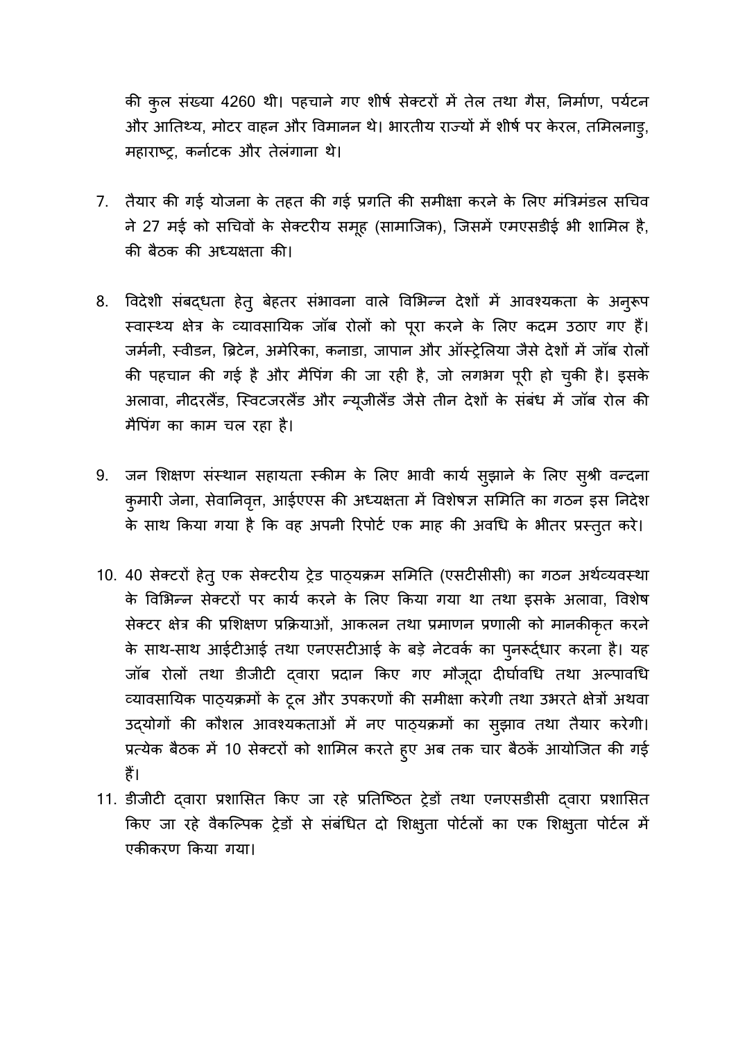की कुल संख्या 4260 थी। पहचाने गए शीर्ष सेक्टरों में तेल तथा गैस, निर्माण, पर्यटन और आतिथ्य, मोटर वाहन और विमानन थे। भारतीय राज्यों में शीर्ष पर केरल, तमिलनाडु, महाराष्ट्र, कर्नाटक और तेलंगाना थे।

7. तैयार की गई योजना के तहत की गई प्रगति की समीक्षा करने के लिए मंत्रिमंडल सचिव ने 27 मई को सचिवों के सेक्टरीय समूह (सामाजिक), जिसमें एमएसडीई भी शामिल है, की बैठक की अध्यक्षता की।

8. विदेशी संबद्धता हेतु बेहतर संभावना वाले विभिन्न देशों में आवश्यकता के अनुरूप स्वास्थ्य क्षेत्र के व्यावसायिक जॉब रोलों को पूरा करने के लिए कदम उठाए गए हैं। जर्मनी, स्वीडन, ब्रिटेन, अमेरिका, कनाडा, जापान और ऑस्ट्रेलिया जैसे देशों में जॉब रोलों की पहचान की गई है और मैपिंग की जा रही है, जो लगभग पूरी हो चुकी है। इसके अलावा, नीदरलैंड, स्विटजरलैंड और न्यूजीलैंड जैसे तीन देशों के संबंध में जॉब रोल की मैपिंग का काम चल रहा है।

9. जन शिक्षण संस्थान सहायता स्कीम के लिए भावी कार्य सुझाने के लिए सुश्री वन्दना कुमारी जेना, सेवानिवृत्त, आईएएस की अध्यक्षता में विशेषज्ञ समिति का गठन इस निदेश के साथ किया गया है कि वह अपनी रिपोर्ट एक माह की अवधि के भीतर प्रस्तुत करे।

10. 40 सेक्टरों हेतु एक सेक्टरीय ट्रेड पाठ्यक्रम समिति (एसटीसीसी) का गठन अर्थव्यवस्था के विभिन्न सेक्टरों पर कार्य करने के लिए किया गया था तथा इसके अलावा, विशेष सेक्टर क्षेत्र की प्रशिक्षण प्रक्रियाओं, आकलन तथा प्रमाणन प्रणाली को मानकीकृत करने के साथ-साथ आईटीआई तथा एनएसटीआई के बड़े नेटवर्क का पुनरूर्द्धार करना है। यह जॉब रोलों तथा डीजीटी द्वारा प्रदान किए गए मौजूदा दीर्घावधि तथा अल्पावधि व्यावसायिक पाठ्यक्रमों के टूल और उपकरणों की समीक्षा करेगी तथा उभरते क्षेत्रों अथवा उद्योगों की कौशल आवश्यकताओं में नए पाठ्यक्रमों का सुझाव तथा तैयार करेगी। प्रत्येक बैठक में 10 सेक्टरों को शामिल करते हुए अब तक चार बैठकें आयोजित की गई हैं।

11. डीजीटी द्वारा प्रशासित किए जा रहे प्रतिष्ठित ट्रेडों तथा एनएसडीसी द्वारा प्रशासित किए जा रहे वैकल्पिक ट्रेडों से संबंधित दो शिक्षुता पोर्टलों का एक शिक्षुता पोर्टल में एकीकरण किया गया।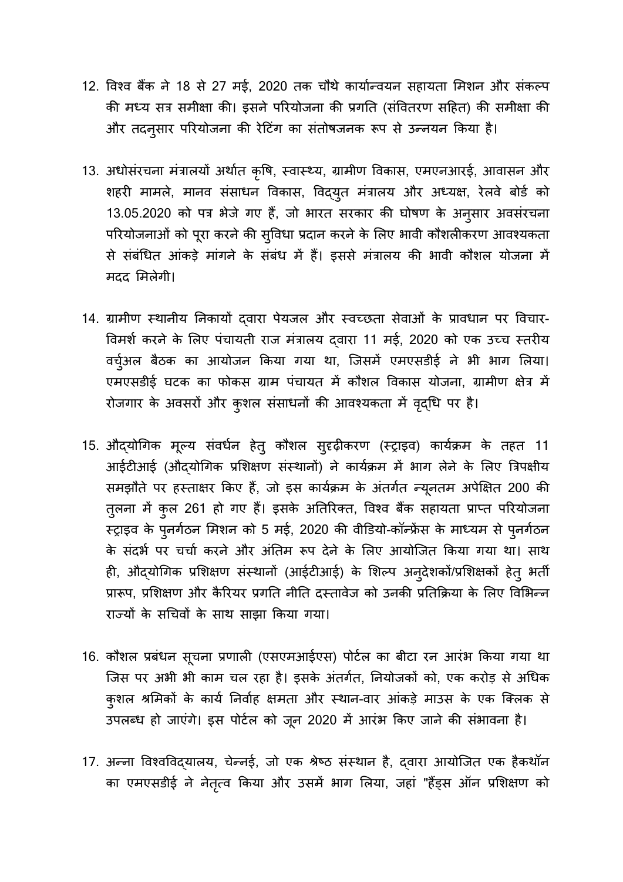12. विश्व बैंक ने 18 से 27 मई, 2020 तक चौथे कार्यान्वयन सहायता मिशन और संकल्प की मध्य सत्र समीक्षा की। इसने परियोजना की प्रगति (संवितरण सहित) की समीक्षा की और तदनुसार परियोजना की रेटिंग का संतोषजनक रूप से उन्नयन किया है।

13. अधोसंरचना मंत्रालयों अर्थात कृषि, स्वास्थ्य, ग्रामीण विकास, एमएनआरई, आवासन और शहरी मामले, मानव संसाधन विकास, विद्युत मंत्रालय और अध्यक्ष, रेलवे बोर्ड को 13.05.2020 को पत्र भेजे गए हैं, जो भारत सरकार की घोषणा के अनुसार अवसंरचना परियोजनाओं को पूरा करने की सुविधा प्रदान करने के लिए भावी कौशलीकरण आवश्यकता से संबंधित आंकड़े मांगने के संबंध में हैं। इससे मंत्रालय की भावी कौशल योजना में मदद मिलेगी।

14. ग्रामीण स्थानीय निकायों द्वारा पेयजल और स्वच्छता सेवाओं के प्रावधान पर विचार-विमर्श करने के लिए पंचायती राज मंत्रालय द्वारा 11 मई, 2020 को एक उच्च स्तरीय वर्चुअल बैठक का आयोजन किया गया था, जिसमें एमएसडीई ने भी भाग लिया। एमएसडीई घटक का फोकस ग्राम पंचायत में कौशल विकास योजना, ग्रामीण क्षेत्र में रोजगार के अवसरों और कुशल संसाधनों की आवश्यकता में वृद्धि पर है।

15. औद्योगिक मूल्य संवर्धन हेतु कौशल सुदृढ़ीकरण (स्ट्राइव) कार्यक्रम के तहत 11 आईटीआई (औद्योगिक प्रशिक्षण संस्थानों) ने कार्यक्रम में भाग लेने के लिए त्रिपक्षीय समझौते पर हस्ताक्षर किए हैं, जो इस कार्यक्रम के अंतर्गत न्यूनतम अपेक्षित 200 की तुलना में कुल 261 हो गए हैं। इसके अतिरिक्त, विश्व बैंक सहायता प्राप्त परियोजना स्ट्राइव के पुनर्गठन मिशन को 5 मई, 2020 को वीडियो-कॉन्फ्रेंस के माध्यम से पुनर्गठन के संदर्भ पर चर्चा करने और अंतिम रूप देने के लिए आयोजित किया गया था। साथ ही, औद्योगिक प्रशिक्षण संस्थानों (आईटीआई) के शिल्प अनुदेशकों/प्रशिक्षकों हेतु भर्ती प्रारूप, प्रशिक्षण और कैरियर प्रगति नीति दस्तावेज को उनकी प्रतिक्रिया के लिए विभिन्न राज्यों के सचिवों के साथ साझा किया गया।

16. कौशल प्रबंधन सूचना प्रणाली (एसएमआईएस) पोर्टल का बीटा रन आरंभ किया गया था जिस पर अभी भी काम चल रहा है। इसके अंतर्गत, नियोजकों को, एक करोड़ से अधिक कुशल श्रमिकों के कार्य निर्वाह क्षमता और स्थान-वार आंकड़े माउस के एक क्लिक से उपलब्ध हो जाएंगे। इस पोर्टल को जून 2020 में आरंभ किए जाने की संभावना है।

17. अन्ना विश्वविद्यालय, चेन्नई, जो एक श्रेष्ठ संस्थान है, द्वारा आयोजित एक हैकथॉन का एमएसडीई ने नेतृत्व किया और उसमें भाग लिया, जहां "हैंड्स ऑन प्रशिक्षण को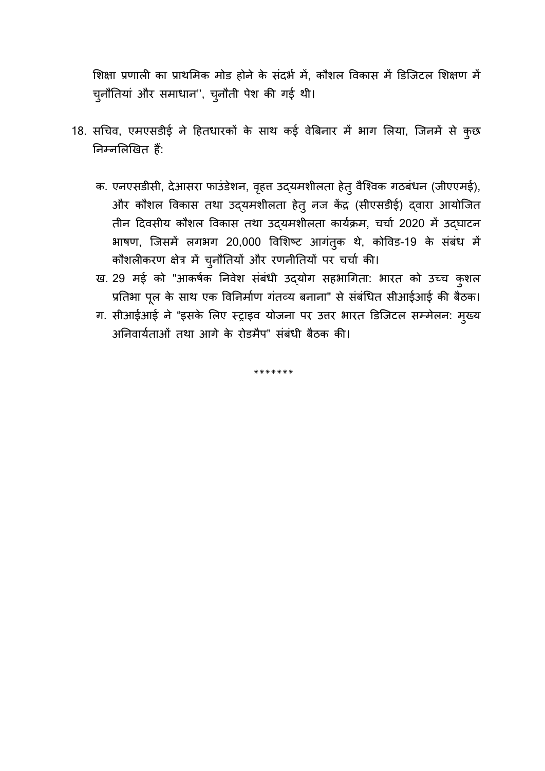शिक्षा प्रणाली का प्राथमिक मोड होने के संदर्भ में, कौशल विकास में डिजिटल शिक्षण में चुनौतियां और समाधान", चुनौती पेश की गई थी।

18. सचिव, एमएसडीई ने हितधारकों के साथ कई वेबिनार में भाग लिया, जिनमें से कुछ निम्नलिखित हैं:

    क. एनएसडीसी, देआसरा फाउंडेशन, वृहत्त उद्यमशीलता हेतु वैश्विक गठबंधन (जीएएमई), और कौशल विकास तथा उद्यमशीलता हेतु नज केंद्र (सीएसडीई) द्वारा आयोजित तीन दिवसीय कौशल विकास तथा उद्यमशीलता कार्यक्रम, चर्चा 2020 में उद्घाटन भाषण, जिसमें लगभग 20,000 विशिष्ट आगंतुक थे, कोविड-19 के संबंध में कौशलीकरण क्षेत्र में चुनौतियों और रणनीतियों पर चर्चा की।

    ख. 29 मई को "आकर्षक निवेश संबंधी उद्योग सहभागिता: भारत को उच्च कुशल प्रतिभा पूल के साथ एक विनिर्माण गंतव्य बनाना" से संबंधित सीआईआई की बैठक।

    ग. सीआईआई ने "इसके लिए स्ट्राइव योजना पर उत्तर भारत डिजिटल सम्मेलन: मुख्य अनिवार्यताओं तथा आगे के रोडमैप" संबंधी बैठक की।

\*\*\*\*\*\*\*